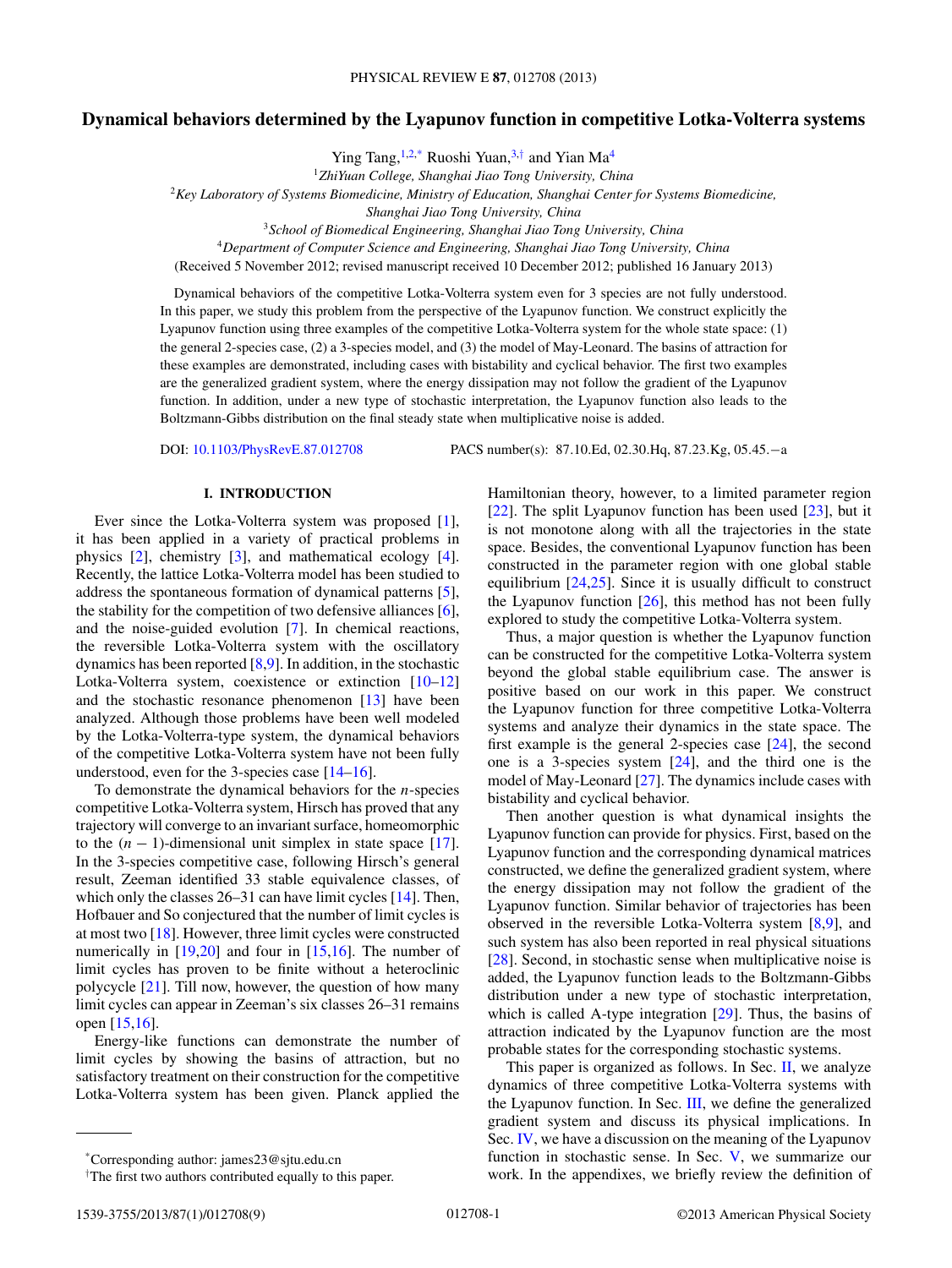# Dynamical behaviors determined by the Lyapunov function in competitive Lotka-Volterra systems

Ying Tang,[1,2,*] Ruoshi Yuan,[3,†] and Yian Ma[4]

[1]*ZhiYuan College, Shanghai Jiao Tong University, China*

[2]*Key Laboratory of Systems Biomedicine, Ministry of Education, Shanghai Center for Systems Biomedicine, Shanghai Jiao Tong University, China*

[3]*School of Biomedical Engineering, Shanghai Jiao Tong University, China*

[4]*Department of Computer Science and Engineering, Shanghai Jiao Tong University, China*

(Received 5 November 2012; revised manuscript received 10 December 2012; published 16 January 2013)

Dynamical behaviors of the competitive Lotka-Volterra system even for 3 species are not fully understood. In this paper, we study this problem from the perspective of the Lyapunov function. We construct explicitly the Lyapunov function using three examples of the competitive Lotka-Volterra system for the whole state space: (1) the general 2-species case, (2) a 3-species model, and (3) the model of May-Leonard. The basins of attraction for these examples are demonstrated, including cases with bistability and cyclical behavior. The first two examples are the generalized gradient system, where the energy dissipation may not follow the gradient of the Lyapunov function. In addition, under a new type of stochastic interpretation, the Lyapunov function also leads to the Boltzmann-Gibbs distribution on the final steady state when multiplicative noise is added.

DOI: 10.1103/PhysRevE.87.012708 PACS number(s): 87.10.Ed, 02.30.Hq, 87.23.Kg, 05.45.−a

## I. INTRODUCTION

Ever since the Lotka-Volterra system was proposed [1], it has been applied in a variety of practical problems in physics [2], chemistry [3], and mathematical ecology [4]. Recently, the lattice Lotka-Volterra model has been studied to address the spontaneous formation of dynamical patterns [5], the stability for the competition of two defensive alliances [6], and the noise-guided evolution [7]. In chemical reactions, the reversible Lotka-Volterra system with the oscillatory dynamics has been reported [8,9]. In addition, in the stochastic Lotka-Volterra system, coexistence or extinction [10–12] and the stochastic resonance phenomenon [13] have been analyzed. Although those problems have been well modeled by the Lotka-Volterra-type system, the dynamical behaviors of the competitive Lotka-Volterra system have not been fully understood, even for the 3-species case [14–16].

To demonstrate the dynamical behaviors for the $n$-species competitive Lotka-Volterra system, Hirsch has proved that any trajectory will converge to an invariant surface, homeomorphic to the $(n-1)$-dimensional unit simplex in state space [17]. In the 3-species competitive case, following Hirsch's general result, Zeeman identified 33 stable equivalence classes, of which only the classes 26–31 can have limit cycles [14]. Then, Hofbauer and So conjectured that the number of limit cycles is at most two [18]. However, three limit cycles were constructed numerically in [19,20] and four in [15,16]. The number of limit cycles has proven to be finite without a heteroclinic polycycle [21]. Till now, however, the question of how many limit cycles can appear in Zeeman's six classes 26–31 remains open [15,16].

Energy-like functions can demonstrate the number of limit cycles by showing the basins of attraction, but no satisfactory treatment on their construction for the competitive Lotka-Volterra system has been given. Planck applied the Hamiltonian theory, however, to a limited parameter region [22]. The split Lyapunov function has been used [23], but it is not monotone along with all the trajectories in the state space. Besides, the conventional Lyapunov function has been constructed in the parameter region with one global stable equilibrium [24,25]. Since it is usually difficult to construct the Lyapunov function [26], this method has not been fully explored to study the competitive Lotka-Volterra system.

Thus, a major question is whether the Lyapunov function can be constructed for the competitive Lotka-Volterra system beyond the global stable equilibrium case. The answer is positive based on our work in this paper. We construct the Lyapunov function for three competitive Lotka-Volterra systems and analyze their dynamics in the state space. The first example is the general 2-species case [24], the second one is a 3-species system [24], and the third one is the model of May-Leonard [27]. The dynamics include cases with bistability and cyclical behavior.

Then another question is what dynamical insights the Lyapunov function can provide for physics. First, based on the Lyapunov function and the corresponding dynamical matrices constructed, we define the generalized gradient system, where the energy dissipation may not follow the gradient of the Lyapunov function. Similar behavior of trajectories has been observed in the reversible Lotka-Volterra system [8,9], and such system has also been reported in real physical situations [28]. Second, in stochastic sense when multiplicative noise is added, the Lyapunov function leads to the Boltzmann-Gibbs distribution under a new type of stochastic interpretation, which is called A-type integration [29]. Thus, the basins of attraction indicated by the Lyapunov function are the most probable states for the corresponding stochastic systems.

This paper is organized as follows. In Sec. II, we analyze dynamics of three competitive Lotka-Volterra systems with the Lyapunov function. In Sec. III, we define the generalized gradient system and discuss its physical implications. In Sec. IV, we have a discussion on the meaning of the Lyapunov function in stochastic sense. In Sec. V, we summarize our work. In the appendixes, we briefly review the definition of

---

*Corresponding author: james23@sjtu.edu.cn

†The first two authors contributed equally to this paper.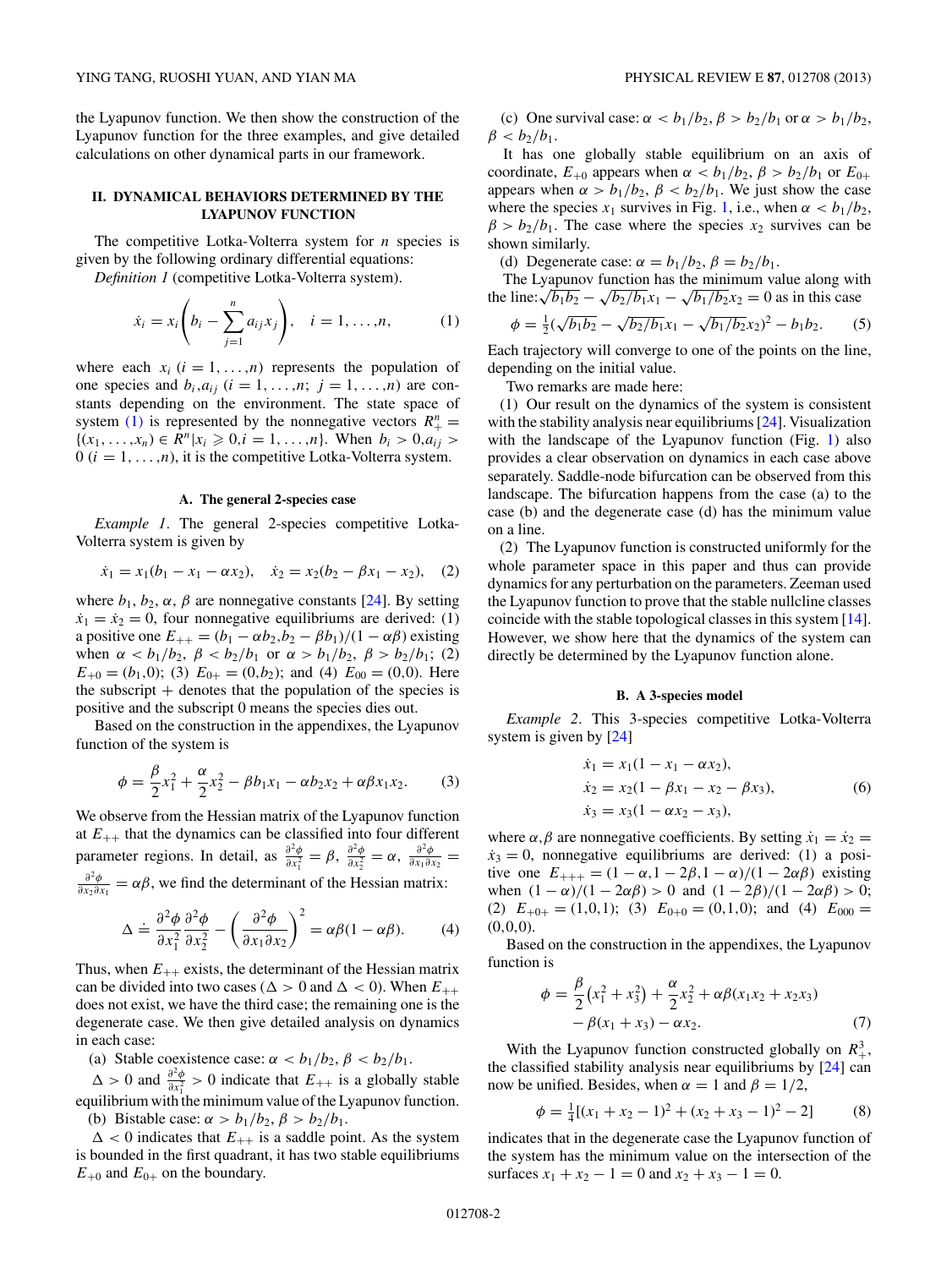the Lyapunov function. We then show the construction of the Lyapunov function for the three examples, and give detailed calculations on other dynamical parts in our framework.

## II. DYNAMICAL BEHAVIORS DETERMINED BY THE LYAPUNOV FUNCTION

The competitive Lotka-Volterra system for $n$ species is given by the following ordinary differential equations:

*Definition 1* (competitive Lotka-Volterra system).

$$\dot{x}_i = x_i\left(b_i - \sum_{j=1}^{n} a_{ij} x_j\right), \quad i = 1,\ldots,n, \tag{1}$$

where each $x_i$ $(i = 1,\ldots,n)$ represents the population of one species and $b_i, a_{ij}$ $(i = 1,\ldots,n;\ j = 1,\ldots,n)$ are constants depending on the environment. The state space of system (1) is represented by the nonnegative vectors $R_+^n = \{(x_1,\ldots,x_n) \in R^n | x_i \geqslant 0, i = 1,\ldots,n\}$. When $b_i > 0, a_{ij} > 0$ $(i = 1,\ldots,n)$, it is the competitive Lotka-Volterra system.

### A. The general 2-species case

*Example 1*. The general 2-species competitive Lotka-Volterra system is given by

$$\dot{x}_1 = x_1(b_1 - x_1 - \alpha x_2), \quad \dot{x}_2 = x_2(b_2 - \beta x_1 - x_2), \tag{2}$$

where $b_1$, $b_2$, $\alpha$, $\beta$ are nonnegative constants [24]. By setting $\dot{x}_1 = \dot{x}_2 = 0$, four nonnegative equilibriums are derived: (1) a positive one $E_{++} = (b_1 - \alpha b_2, b_2 - \beta b_1)/(1 - \alpha\beta)$ existing when $\alpha < b_1/b_2$, $\beta < b_2/b_1$ or $\alpha > b_1/b_2$, $\beta > b_2/b_1$; (2) $E_{+0} = (b_1,0)$; (3) $E_{0+} = (0,b_2)$; and (4) $E_{00} = (0,0)$. Here the subscript $+$ denotes that the population of the species is positive and the subscript 0 means the species dies out.

Based on the construction in the appendixes, the Lyapunov function of the system is

$$\phi = \frac{\beta}{2}x_1^2 + \frac{\alpha}{2}x_2^2 - \beta b_1 x_1 - \alpha b_2 x_2 + \alpha\beta x_1 x_2. \tag{3}$$

We observe from the Hessian matrix of the Lyapunov function at $E_{++}$ that the dynamics can be classified into four different parameter regions. In detail, as $\frac{\partial^2\phi}{\partial x_1^2} = \beta$, $\frac{\partial^2\phi}{\partial x_2^2} = \alpha$, $\frac{\partial^2\phi}{\partial x_1 \partial x_2} = \frac{\partial^2\phi}{\partial x_2 \partial x_1} = \alpha\beta$, we find the determinant of the Hessian matrix:

$$\Delta \doteq \frac{\partial^2\phi}{\partial x_1^2}\frac{\partial^2\phi}{\partial x_2^2} - \left(\frac{\partial^2\phi}{\partial x_1 \partial x_2}\right)^2 = \alpha\beta(1 - \alpha\beta). \tag{4}$$

Thus, when $E_{++}$ exists, the determinant of the Hessian matrix can be divided into two cases ($\Delta > 0$ and $\Delta < 0$). When $E_{++}$ does not exist, we have the third case; the remaining one is the degenerate case. We then give detailed analysis on dynamics in each case:

(a) Stable coexistence case: $\alpha < b_1/b_2$, $\beta < b_2/b_1$.

$\Delta > 0$ and $\frac{\partial^2\phi}{\partial x_1^2} > 0$ indicate that $E_{++}$ is a globally stable equilibrium with the minimum value of the Lyapunov function.

(b) Bistable case: $\alpha > b_1/b_2$, $\beta > b_2/b_1$.

$\Delta < 0$ indicates that $E_{++}$ is a saddle point. As the system is bounded in the first quadrant, it has two stable equilibriums $E_{+0}$ and $E_{0+}$ on the boundary.

(c) One survival case: $\alpha < b_1/b_2$, $\beta > b_2/b_1$ or $\alpha > b_1/b_2$, $\beta < b_2/b_1$.

It has one globally stable equilibrium on an axis of coordinate, $E_{+0}$ appears when $\alpha < b_1/b_2$, $\beta > b_2/b_1$ or $E_{0+}$ appears when $\alpha > b_1/b_2$, $\beta < b_2/b_1$. We just show the case where the species $x_1$ survives in Fig. 1, i.e., when $\alpha < b_1/b_2$, $\beta > b_2/b_1$. The case where the species $x_2$ survives can be shown similarly.

(d) Degenerate case: $\alpha = b_1/b_2$, $\beta = b_2/b_1$.

The Lyapunov function has the minimum value along with the line:$\sqrt{b_1 b_2} - \sqrt{b_2/b_1}x_1 - \sqrt{b_1/b_2}x_2 = 0$ as in this case

$$\phi = \tfrac{1}{2}(\sqrt{b_1 b_2} - \sqrt{b_2/b_1}x_1 - \sqrt{b_1/b_2}x_2)^2 - b_1 b_2. \tag{5}$$

Each trajectory will converge to one of the points on the line, depending on the initial value.

Two remarks are made here:

(1) Our result on the dynamics of the system is consistent with the stability analysis near equilibriums [24]. Visualization with the landscape of the Lyapunov function (Fig. 1) also provides a clear observation on dynamics in each case above separately. Saddle-node bifurcation can be observed from this landscape. The bifurcation happens from the case (a) to the case (b) and the degenerate case (d) has the minimum value on a line.

(2) The Lyapunov function is constructed uniformly for the whole parameter space in this paper and thus can provide dynamics for any perturbation on the parameters. Zeeman used the Lyapunov function to prove that the stable nullcline classes coincide with the stable topological classes in this system [14]. However, we show here that the dynamics of the system can directly be determined by the Lyapunov function alone.

### B. A 3-species model

*Example 2*. This 3-species competitive Lotka-Volterra system is given by [24]

$$\begin{aligned}
\dot{x}_1 &= x_1(1 - x_1 - \alpha x_2),\\
\dot{x}_2 &= x_2(1 - \beta x_1 - x_2 - \beta x_3),\\
\dot{x}_3 &= x_3(1 - \alpha x_2 - x_3),
\end{aligned} \tag{6}$$

where $\alpha,\beta$ are nonnegative coefficients. By setting $\dot{x}_1 = \dot{x}_2 = \dot{x}_3 = 0$, nonnegative equilibriums are derived: (1) a positive one $E_{+++} = (1 - \alpha, 1 - 2\beta, 1 - \alpha)/(1 - 2\alpha\beta)$ existing when $(1 - \alpha)/(1 - 2\alpha\beta) > 0$ and $(1 - 2\beta)/(1 - 2\alpha\beta) > 0$; (2) $E_{+0+} = (1,0,1)$; (3) $E_{0+0} = (0,1,0)$; and (4) $E_{000} = (0,0,0)$.

Based on the construction in the appendixes, the Lyapunov function is

$$\phi = \frac{\beta}{2}\left(x_1^2 + x_3^2\right) + \frac{\alpha}{2}x_2^2 + \alpha\beta(x_1 x_2 + x_2 x_3) - \beta(x_1 + x_3) - \alpha x_2. \tag{7}$$

With the Lyapunov function constructed globally on $R_+^3$, the classified stability analysis near equilibriums by [24] can now be unified. Besides, when $\alpha = 1$ and $\beta = 1/2$,

$$\phi = \tfrac{1}{4}[(x_1 + x_2 - 1)^2 + (x_2 + x_3 - 1)^2 - 2] \tag{8}$$

indicates that in the degenerate case the Lyapunov function of the system has the minimum value on the intersection of the surfaces $x_1 + x_2 - 1 = 0$ and $x_2 + x_3 - 1 = 0$.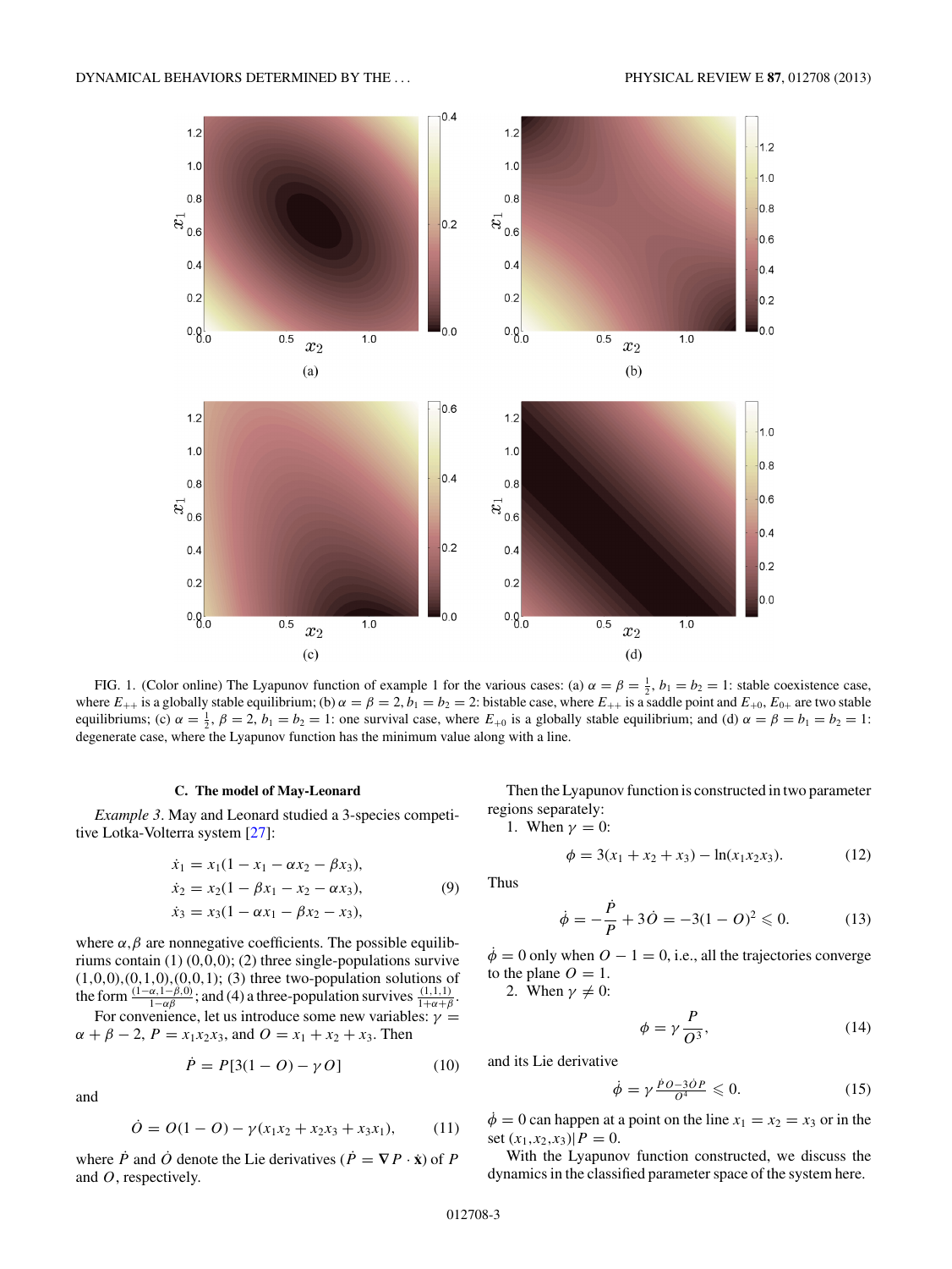(a)

(b)

(c)

(d)

FIG. 1. (Color online) The Lyapunov function of example 1 for the various cases: (a) $\alpha = \beta = \frac{1}{2}$, $b_1 = b_2 = 1$: stable coexistence case, where $E_{++}$ is a globally stable equilibrium; (b) $\alpha = \beta = 2$, $b_1 = b_2 = 2$: bistable case, where $E_{++}$ is a saddle point and $E_{+0}$, $E_{0+}$ are two stable equilibriums; (c) $\alpha = \frac{1}{2}$, $\beta = 2$, $b_1 = b_2 = 1$: one survival case, where $E_{+0}$ is a globally stable equilibrium; and (d) $\alpha = \beta = b_1 = b_2 = 1$: degenerate case, where the Lyapunov function has the minimum value along with a line.

### C. The model of May-Leonard

*Example 3*. May and Leonard studied a 3-species competitive Lotka-Volterra system [27]:

$$\begin{aligned} \dot{x}_1 &= x_1(1 - x_1 - \alpha x_2 - \beta x_3), \\ \dot{x}_2 &= x_2(1 - \beta x_1 - x_2 - \alpha x_3), \\ \dot{x}_3 &= x_3(1 - \alpha x_1 - \beta x_2 - x_3), \end{aligned} \tag{9}$$

where $\alpha,\beta$ are nonnegative coefficients. The possible equilibriums contain (1) (0,0,0); (2) three single-populations survive (1,0,0),(0,1,0),(0,0,1); (3) three two-population solutions of the form $\frac{(1-\alpha,1-\beta,0)}{1-\alpha\beta}$; and (4) a three-population survives $\frac{(1,1,1)}{1+\alpha+\beta}$.

For convenience, let us introduce some new variables: $\gamma = \alpha + \beta - 2$, $P = x_1x_2x_3$, and $O = x_1 + x_2 + x_3$. Then

$$\dot{P} = P[3(1 - O) - \gamma O] \tag{10}$$

and

$$\dot{O} = O(1 - O) - \gamma(x_1x_2 + x_2x_3 + x_3x_1), \tag{11}$$

where $\dot{P}$ and $\dot{O}$ denote the Lie derivatives ($\dot{P} = \nabla P \cdot \dot{\mathbf{x}}$) of $P$ and $O$, respectively.

Then the Lyapunov function is constructed in two parameter regions separately:

1. When $\gamma = 0$:

$$\phi = 3(x_1 + x_2 + x_3) - \ln(x_1x_2x_3). \tag{12}$$

Thus

$$\dot{\phi} = -\frac{\dot{P}}{P} + 3\dot{O} = -3(1 - O)^2 \leqslant 0. \tag{13}$$

$\dot{\phi} = 0$ only when $O - 1 = 0$, i.e., all the trajectories converge to the plane $O = 1$.

2. When $\gamma \neq 0$:

$$\phi = \gamma\frac{P}{O^3}, \tag{14}$$

and its Lie derivative

$$\dot{\phi} = \gamma\frac{\dot{P}O - 3\dot{O}P}{O^4} \leqslant 0. \tag{15}$$

$\dot{\phi} = 0$ can happen at a point on the line $x_1 = x_2 = x_3$ or in the set $(x_1,x_2,x_3)|P = 0$.

With the Lyapunov function constructed, we discuss the dynamics in the classified parameter space of the system here.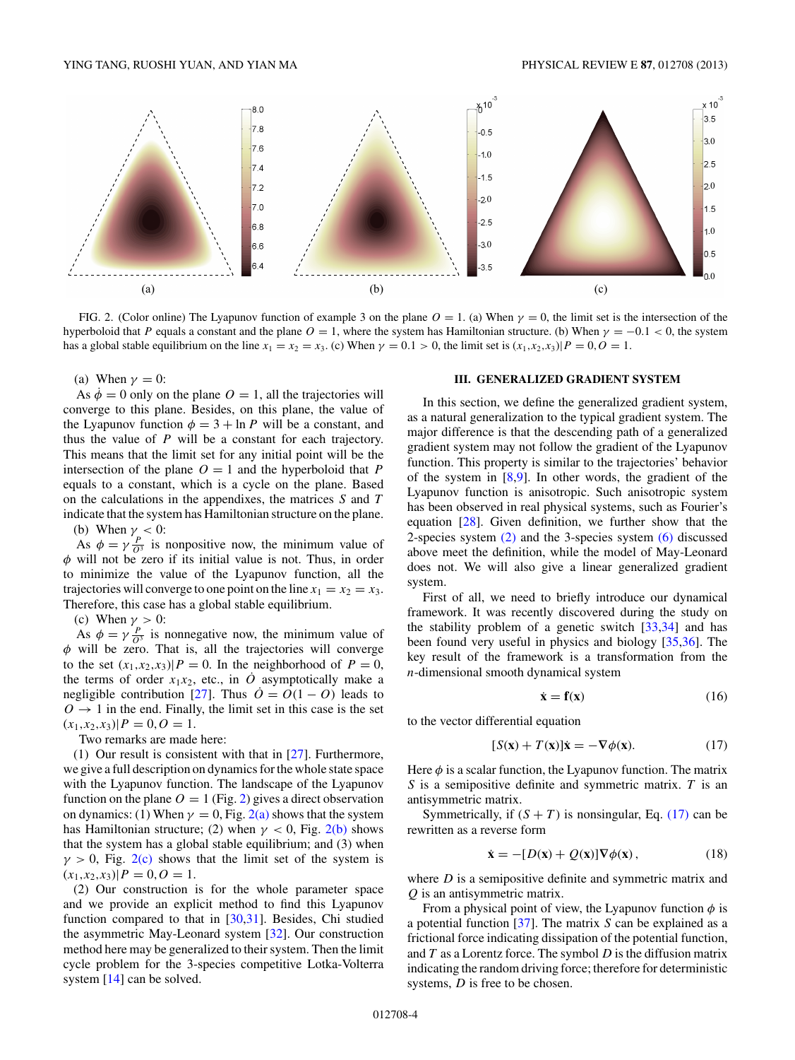8.0
7.8
7.6
7.4
7.2
7.0
6.8
6.6
6.4

(a)

x 10^-3
0
-0.5
-1.0
-1.5
-2.0
-2.5
-3.0
-3.5

(b)

x 10^-3
3.5
3.0
2.5
2.0
1.5
1.0
0.5
0.0

(c)

FIG. 2. (Color online) The Lyapunov function of example 3 on the plane $O = 1$. (a) When $\gamma = 0$, the limit set is the intersection of the hyperboloid that $P$ equals a constant and the plane $O = 1$, where the system has Hamiltonian structure. (b) When $\gamma = -0.1 < 0$, the system has a global stable equilibrium on the line $x_1 = x_2 = x_3$. (c) When $\gamma = 0.1 > 0$, the limit set is $(x_1,x_2,x_3)|P = 0, O = 1$.

(a) When $\gamma = 0$:

As $\dot{\phi} = 0$ only on the plane $O = 1$, all the trajectories will converge to this plane. Besides, on this plane, the value of the Lyapunov function $\phi = 3 + \ln P$ will be a constant, and thus the value of $P$ will be a constant for each trajectory. This means that the limit set for any initial point will be the intersection of the plane $O = 1$ and the hyperboloid that $P$ equals to a constant, which is a cycle on the plane. Based on the calculations in the appendixes, the matrices $S$ and $T$ indicate that the system has Hamiltonian structure on the plane.

(b) When $\gamma < 0$:

As $\phi = \gamma \frac{P}{O^3}$ is nonpositive now, the minimum value of $\phi$ will not be zero if its initial value is not. Thus, in order to minimize the value of the Lyapunov function, all the trajectories will converge to one point on the line $x_1 = x_2 = x_3$. Therefore, this case has a global stable equilibrium.

(c) When $\gamma > 0$:

As $\phi = \gamma \frac{P}{O^3}$ is nonnegative now, the minimum value of $\phi$ will be zero. That is, all the trajectories will converge to the set $(x_1,x_2,x_3)|P = 0$. In the neighborhood of $P = 0$, the terms of order $x_1x_2$, etc., in $\dot{O}$ asymptotically make a negligible contribution [27]. Thus $\dot{O} = O(1 - O)$ leads to $O \to 1$ in the end. Finally, the limit set in this case is the set $(x_1,x_2,x_3)|P = 0, O = 1$.

Two remarks are made here:

(1) Our result is consistent with that in [27]. Furthermore, we give a full description on dynamics for the whole state space with the Lyapunov function. The landscape of the Lyapunov function on the plane $O = 1$ (Fig. 2) gives a direct observation on dynamics: (1) When $\gamma = 0$, Fig. 2(a) shows that the system has Hamiltonian structure; (2) when $\gamma < 0$, Fig. 2(b) shows that the system has a global stable equilibrium; and (3) when $\gamma > 0$, Fig. 2(c) shows that the limit set of the system is $(x_1,x_2,x_3)|P = 0, O = 1$.

(2) Our construction is for the whole parameter space and we provide an explicit method to find this Lyapunov function compared to that in [30,31]. Besides, Chi studied the asymmetric May-Leonard system [32]. Our construction method here may be generalized to their system. Then the limit cycle problem for the 3-species competitive Lotka-Volterra system [14] can be solved.

## III. GENERALIZED GRADIENT SYSTEM

In this section, we define the generalized gradient system, as a natural generalization to the typical gradient system. The major difference is that the descending path of a generalized gradient system may not follow the gradient of the Lyapunov function. This property is similar to the trajectories' behavior of the system in [8,9]. In other words, the gradient of the Lyapunov function is anisotropic. Such anisotropic system has been observed in real physical systems, such as Fourier's equation [28]. Given definition, we further show that the 2-species system (2) and the 3-species system (6) discussed above meet the definition, while the model of May-Leonard does not. We will also give a linear generalized gradient system.

First of all, we need to briefly introduce our dynamical framework. It was recently discovered during the study on the stability problem of a genetic switch [33,34] and has been found very useful in physics and biology [35,36]. The key result of the framework is a transformation from the $n$-dimensional smooth dynamical system

$$\dot{\mathbf{x}} = \mathbf{f}(\mathbf{x}) \tag{16}$$

to the vector differential equation

$$[S(\mathbf{x}) + T(\mathbf{x})]\dot{\mathbf{x}} = -\nabla\phi(\mathbf{x}). \tag{17}$$

Here $\phi$ is a scalar function, the Lyapunov function. The matrix $S$ is a semipositive definite and symmetric matrix. $T$ is an antisymmetric matrix.

Symmetrically, if $(S + T)$ is nonsingular, Eq. (17) can be rewritten as a reverse form

$$\dot{\mathbf{x}} = -[D(\mathbf{x}) + Q(\mathbf{x})]\nabla\phi(\mathbf{x}), \tag{18}$$

where $D$ is a semipositive definite and symmetric matrix and $Q$ is an antisymmetric matrix.

From a physical point of view, the Lyapunov function $\phi$ is a potential function [37]. The matrix $S$ can be explained as a frictional force indicating dissipation of the potential function, and $T$ as a Lorentz force. The symbol $D$ is the diffusion matrix indicating the random driving force; therefore for deterministic systems, $D$ is free to be chosen.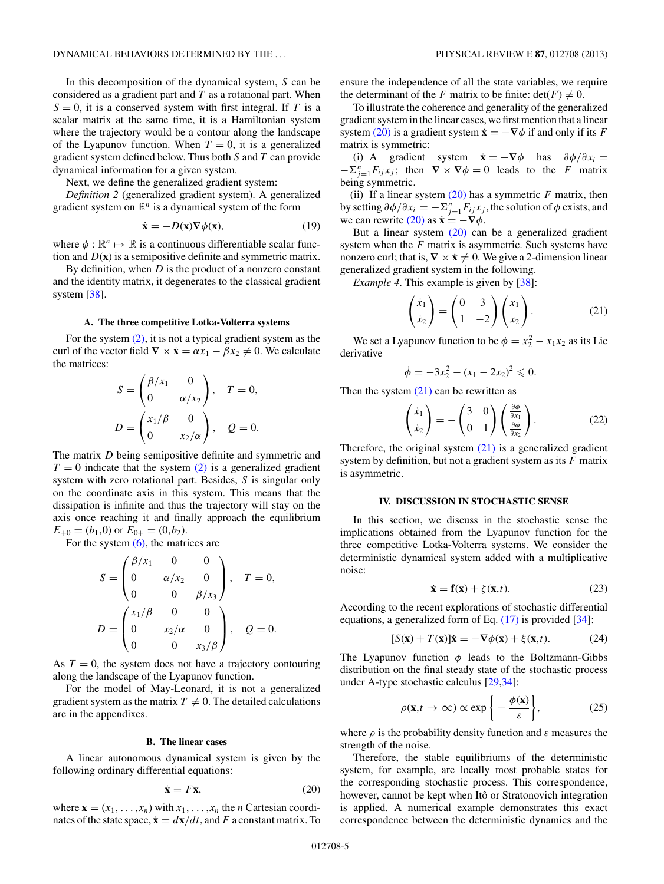In this decomposition of the dynamical system, $S$ can be considered as a gradient part and $T$ as a rotational part. When $S = 0$, it is a conserved system with first integral. If $T$ is a scalar matrix at the same time, it is a Hamiltonian system where the trajectory would be a contour along the landscape of the Lyapunov function. When $T = 0$, it is a generalized gradient system defined below. Thus both $S$ and $T$ can provide dynamical information for a given system.

Next, we define the generalized gradient system:

*Definition 2* (generalized gradient system). A generalized gradient system on $\mathbb{R}^n$ is a dynamical system of the form

$$\dot{\mathbf{x}} = -D(\mathbf{x})\nabla\phi(\mathbf{x}), \tag{19}$$

where $\phi : \mathbb{R}^n \mapsto \mathbb{R}$ is a continuous differentiable scalar function and $D(\mathbf{x})$ is a semipositive definite and symmetric matrix.

By definition, when $D$ is the product of a nonzero constant and the identity matrix, it degenerates to the classical gradient system [38].

### A. The three competitive Lotka-Volterra systems

For the system (2), it is not a typical gradient system as the curl of the vector field $\nabla \times \dot{\mathbf{x}} = \alpha x_1 - \beta x_2 \neq 0$. We calculate the matrices:

$$S = \begin{pmatrix} \beta/x_1 & 0 \\ 0 & \alpha/x_2 \end{pmatrix}, \quad T = 0,$$

$$D = \begin{pmatrix} x_1/\beta & 0 \\ 0 & x_2/\alpha \end{pmatrix}, \quad Q = 0.$$

The matrix $D$ being semipositive definite and symmetric and $T = 0$ indicate that the system (2) is a generalized gradient system with zero rotational part. Besides, $S$ is singular only on the coordinate axis in this system. This means that the dissipation is infinite and thus the trajectory will stay on the axis once reaching it and finally approach the equilibrium $E_{+0} = (b_1,0)$ or $E_{0+} = (0,b_2)$.

For the system (6), the matrices are

$$S = \begin{pmatrix} \beta/x_1 & 0 & 0 \\ 0 & \alpha/x_2 & 0 \\ 0 & 0 & \beta/x_3 \end{pmatrix}, \quad T = 0,$$

$$D = \begin{pmatrix} x_1/\beta & 0 & 0 \\ 0 & x_2/\alpha & 0 \\ 0 & 0 & x_3/\beta \end{pmatrix}, \quad Q = 0.$$

As $T = 0$, the system does not have a trajectory contouring along the landscape of the Lyapunov function.

For the model of May-Leonard, it is not a generalized gradient system as the matrix $T \neq 0$. The detailed calculations are in the appendixes.

### B. The linear cases

A linear autonomous dynamical system is given by the following ordinary differential equations:

$$\dot{\mathbf{x}} = F\mathbf{x}, \tag{20}$$

where $\mathbf{x} = (x_1, \ldots, x_n)$ with $x_1, \ldots, x_n$ the $n$ Cartesian coordinates of the state space, $\dot{\mathbf{x}} = d\mathbf{x}/dt$, and $F$ a constant matrix. To ensure the independence of all the state variables, we require the determinant of the $F$ matrix to be finite: $\det(F) \neq 0$.

To illustrate the coherence and generality of the generalized gradient system in the linear cases, we first mention that a linear system (20) is a gradient system $\dot{\mathbf{x}} = -\nabla\phi$ if and only if its $F$ matrix is symmetric:

(i) A gradient system $\dot{\mathbf{x}} = -\nabla\phi$ has $\partial\phi/\partial x_i = -\Sigma_{j=1}^{n} F_{ij} x_j$; then $\nabla \times \nabla\phi = 0$ leads to the $F$ matrix being symmetric.

(ii) If a linear system (20) has a symmetric $F$ matrix, then by setting $\partial\phi/\partial x_i = -\Sigma_{j=1}^{n} F_{ij} x_j$, the solution of $\phi$ exists, and we can rewrite (20) as $\dot{\mathbf{x}} = -\nabla\phi$.

But a linear system (20) can be a generalized gradient system when the $F$ matrix is asymmetric. Such systems have nonzero curl; that is, $\nabla \times \dot{\mathbf{x}} \neq 0$. We give a 2-dimension linear generalized gradient system in the following.

*Example 4*. This example is given by [38]:

$$\begin{pmatrix} \dot{x}_1 \\ \dot{x}_2 \end{pmatrix} = \begin{pmatrix} 0 & 3 \\ 1 & -2 \end{pmatrix} \begin{pmatrix} x_1 \\ x_2 \end{pmatrix}. \tag{21}$$

We set a Lyapunov function to be $\phi = x_2^2 - x_1 x_2$ as its Lie derivative

$$\dot{\phi} = -3x_2^2 - (x_1 - 2x_2)^2 \leqslant 0.$$

Then the system (21) can be rewritten as

$$\begin{pmatrix} \dot{x}_1 \\ \dot{x}_2 \end{pmatrix} = -\begin{pmatrix} 3 & 0 \\ 0 & 1 \end{pmatrix} \begin{pmatrix} \frac{\partial\phi}{\partial x_1} \\ \frac{\partial\phi}{\partial x_2} \end{pmatrix}. \tag{22}$$

Therefore, the original system (21) is a generalized gradient system by definition, but not a gradient system as its $F$ matrix is asymmetric.

## IV. DISCUSSION IN STOCHASTIC SENSE

In this section, we discuss in the stochastic sense the implications obtained from the Lyapunov function for the three competitive Lotka-Volterra systems. We consider the deterministic dynamical system added with a multiplicative noise:

$$\dot{\mathbf{x}} = \mathbf{f}(\mathbf{x}) + \zeta(\mathbf{x},t). \tag{23}$$

According to the recent explorations of stochastic differential equations, a generalized form of Eq. (17) is provided [34]:

$$[S(\mathbf{x}) + T(\mathbf{x})]\dot{\mathbf{x}} = -\nabla\phi(\mathbf{x}) + \xi(\mathbf{x},t). \tag{24}$$

The Lyapunov function $\phi$ leads to the Boltzmann-Gibbs distribution on the final steady state of the stochastic process under A-type stochastic calculus [29,34]:

$$\rho(\mathbf{x},t \to \infty) \propto \exp\left\{-\frac{\phi(\mathbf{x})}{\varepsilon}\right\}, \tag{25}$$

where $\rho$ is the probability density function and $\varepsilon$ measures the strength of the noise.

Therefore, the stable equilibriums of the deterministic system, for example, are locally most probable states for the corresponding stochastic process. This correspondence, however, cannot be kept when Itô or Stratonovich integration is applied. A numerical example demonstrates this exact correspondence between the deterministic dynamics and the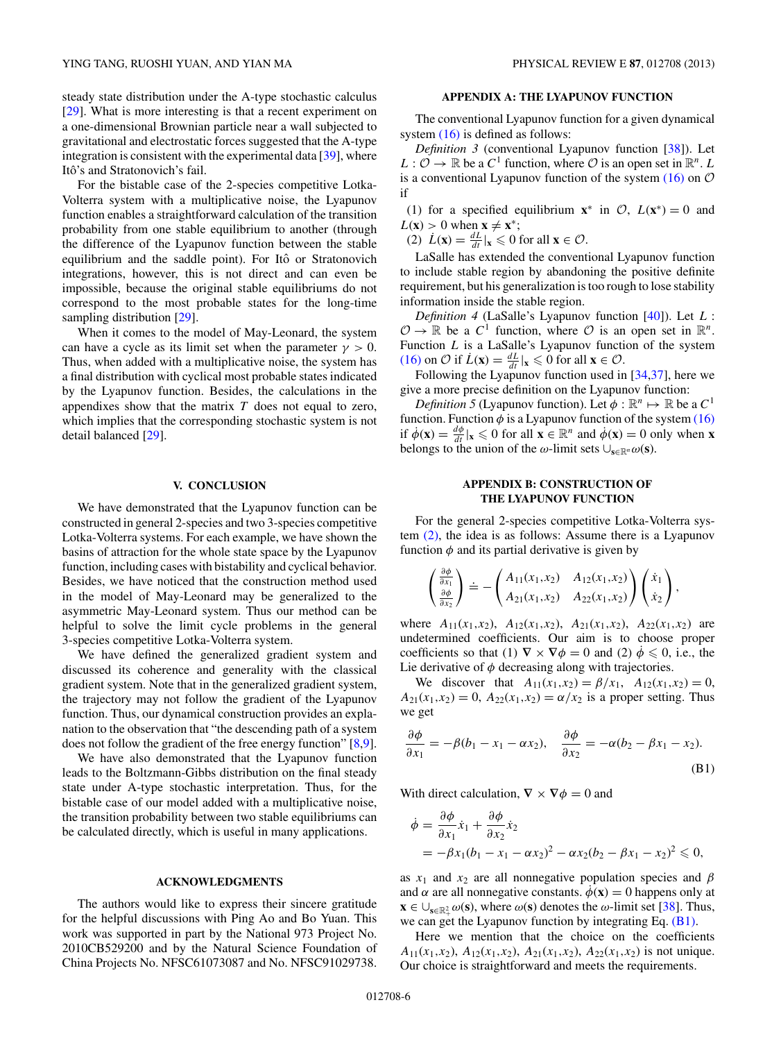steady state distribution under the A-type stochastic calculus [29]. What is more interesting is that a recent experiment on a one-dimensional Brownian particle near a wall subjected to gravitational and electrostatic forces suggested that the A-type integration is consistent with the experimental data [39], where Itô's and Stratonovich's fail.

For the bistable case of the 2-species competitive Lotka-Volterra system with a multiplicative noise, the Lyapunov function enables a straightforward calculation of the transition probability from one stable equilibrium to another (through the difference of the Lyapunov function between the stable equilibrium and the saddle point). For Itô or Stratonovich integrations, however, this is not direct and can even be impossible, because the original stable equilibriums do not correspond to the most probable states for the long-time sampling distribution [29].

When it comes to the model of May-Leonard, the system can have a cycle as its limit set when the parameter $\gamma > 0$. Thus, when added with a multiplicative noise, the system has a final distribution with cyclical most probable states indicated by the Lyapunov function. Besides, the calculations in the appendixes show that the matrix $T$ does not equal to zero, which implies that the corresponding stochastic system is not detail balanced [29].

## V. CONCLUSION

We have demonstrated that the Lyapunov function can be constructed in general 2-species and two 3-species competitive Lotka-Volterra systems. For each example, we have shown the basins of attraction for the whole state space by the Lyapunov function, including cases with bistability and cyclical behavior. Besides, we have noticed that the construction method used in the model of May-Leonard may be generalized to the asymmetric May-Leonard system. Thus our method can be helpful to solve the limit cycle problems in the general 3-species competitive Lotka-Volterra system.

We have defined the generalized gradient system and discussed its coherence and generality with the classical gradient system. Note that in the generalized gradient system, the trajectory may not follow the gradient of the Lyapunov function. Thus, our dynamical construction provides an explanation to the observation that "the descending path of a system does not follow the gradient of the free energy function" [8,9].

We have also demonstrated that the Lyapunov function leads to the Boltzmann-Gibbs distribution on the final steady state under A-type stochastic interpretation. Thus, for the bistable case of our model added with a multiplicative noise, the transition probability between two stable equilibriums can be calculated directly, which is useful in many applications.

## ACKNOWLEDGMENTS

The authors would like to express their sincere gratitude for the helpful discussions with Ping Ao and Bo Yuan. This work was supported in part by the National 973 Project No. 2010CB529200 and by the Natural Science Foundation of China Projects No. NFSC61073087 and No. NFSC91029738.

## APPENDIX A: THE LYAPUNOV FUNCTION

The conventional Lyapunov function for a given dynamical system (16) is defined as follows:

*Definition 3* (conventional Lyapunov function [38]). Let $L : \mathcal{O} \to \mathbb{R}$ be a $C^1$ function, where $\mathcal{O}$ is an open set in $\mathbb{R}^n$. $L$ is a conventional Lyapunov function of the system (16) on $\mathcal{O}$ if

(1) for a specified equilibrium $\mathbf{x}^*$ in $\mathcal{O}$, $L(\mathbf{x}^*) = 0$ and $L(\mathbf{x}) > 0$ when $\mathbf{x} \neq \mathbf{x}^*$;
(2) $\dot{L}(\mathbf{x}) = \frac{dL}{dt}|_{\mathbf{x}} \leqslant 0$ for all $\mathbf{x} \in \mathcal{O}$.

LaSalle has extended the conventional Lyapunov function to include stable region by abandoning the positive definite requirement, but his generalization is too rough to lose stability information inside the stable region.

*Definition 4* (LaSalle's Lyapunov function [40]). Let $L : \mathcal{O} \to \mathbb{R}$ be a $C^1$ function, where $\mathcal{O}$ is an open set in $\mathbb{R}^n$. Function $L$ is a LaSalle's Lyapunov function of the system (16) on $\mathcal{O}$ if $\dot{L}(\mathbf{x}) = \frac{dL}{dt}|_{\mathbf{x}} \leqslant 0$ for all $\mathbf{x} \in \mathcal{O}$.

Following the Lyapunov function used in [34,37], here we give a more precise definition on the Lyapunov function:

*Definition 5* (Lyapunov function). Let $\phi : \mathbb{R}^n \mapsto \mathbb{R}$ be a $C^1$ function. Function $\phi$ is a Lyapunov function of the system (16) if $\dot{\phi}(\mathbf{x}) = \frac{d\phi}{dt}|_{\mathbf{x}} \leqslant 0$ for all $\mathbf{x} \in \mathbb{R}^n$ and $\dot{\phi}(\mathbf{x}) = 0$ only when $\mathbf{x}$ belongs to the union of the $\omega$-limit sets $\cup_{\mathbf{s}\in\mathbb{R}^n}\omega(\mathbf{s})$.

## APPENDIX B: CONSTRUCTION OF THE LYAPUNOV FUNCTION

For the general 2-species competitive Lotka-Volterra system (2), the idea is as follows: Assume there is a Lyapunov function $\phi$ and its partial derivative is given by

$$\begin{pmatrix} \frac{\partial \phi}{\partial x_1} \\ \frac{\partial \phi}{\partial x_2} \end{pmatrix} \doteq - \begin{pmatrix} A_{11}(x_1,x_2) & A_{12}(x_1,x_2) \\ A_{21}(x_1,x_2) & A_{22}(x_1,x_2) \end{pmatrix} \begin{pmatrix} \dot{x}_1 \\ \dot{x}_2 \end{pmatrix},$$

where $A_{11}(x_1,x_2)$, $A_{12}(x_1,x_2)$, $A_{21}(x_1,x_2)$, $A_{22}(x_1,x_2)$ are undetermined coefficients. Our aim is to choose proper coefficients so that (1) $\nabla \times \nabla\phi = 0$ and (2) $\dot{\phi} \leqslant 0$, i.e., the Lie derivative of $\phi$ decreasing along with trajectories.

We discover that $A_{11}(x_1,x_2) = \beta/x_1$, $A_{12}(x_1,x_2) = 0$, $A_{21}(x_1,x_2) = 0$, $A_{22}(x_1,x_2) = \alpha/x_2$ is a proper setting. Thus we get

$$\frac{\partial \phi}{\partial x_1} = -\beta(b_1 - x_1 - \alpha x_2), \quad \frac{\partial \phi}{\partial x_2} = -\alpha(b_2 - \beta x_1 - x_2). \tag{B1}$$

With direct calculation, $\nabla \times \nabla\phi = 0$ and

$$\begin{aligned} \dot{\phi} &= \frac{\partial \phi}{\partial x_1}\dot{x}_1 + \frac{\partial \phi}{\partial x_2}\dot{x}_2 \\ &= -\beta x_1(b_1 - x_1 - \alpha x_2)^2 - \alpha x_2(b_2 - \beta x_1 - x_2)^2 \leqslant 0, \end{aligned}$$

as $x_1$ and $x_2$ are all nonnegative population species and $\beta$ and $\alpha$ are all nonnegative constants. $\dot{\phi}(\mathbf{x}) = 0$ happens only at $\mathbf{x} \in \cup_{\mathbf{s}\in\mathbb{R}_+^2}\omega(\mathbf{s})$, where $\omega(\mathbf{s})$ denotes the $\omega$-limit set [38]. Thus, we can get the Lyapunov function by integrating Eq. (B1).

Here we mention that the choice on the coefficients $A_{11}(x_1,x_2)$, $A_{12}(x_1,x_2)$, $A_{21}(x_1,x_2)$, $A_{22}(x_1,x_2)$ is not unique. Our choice is straightforward and meets the requirements.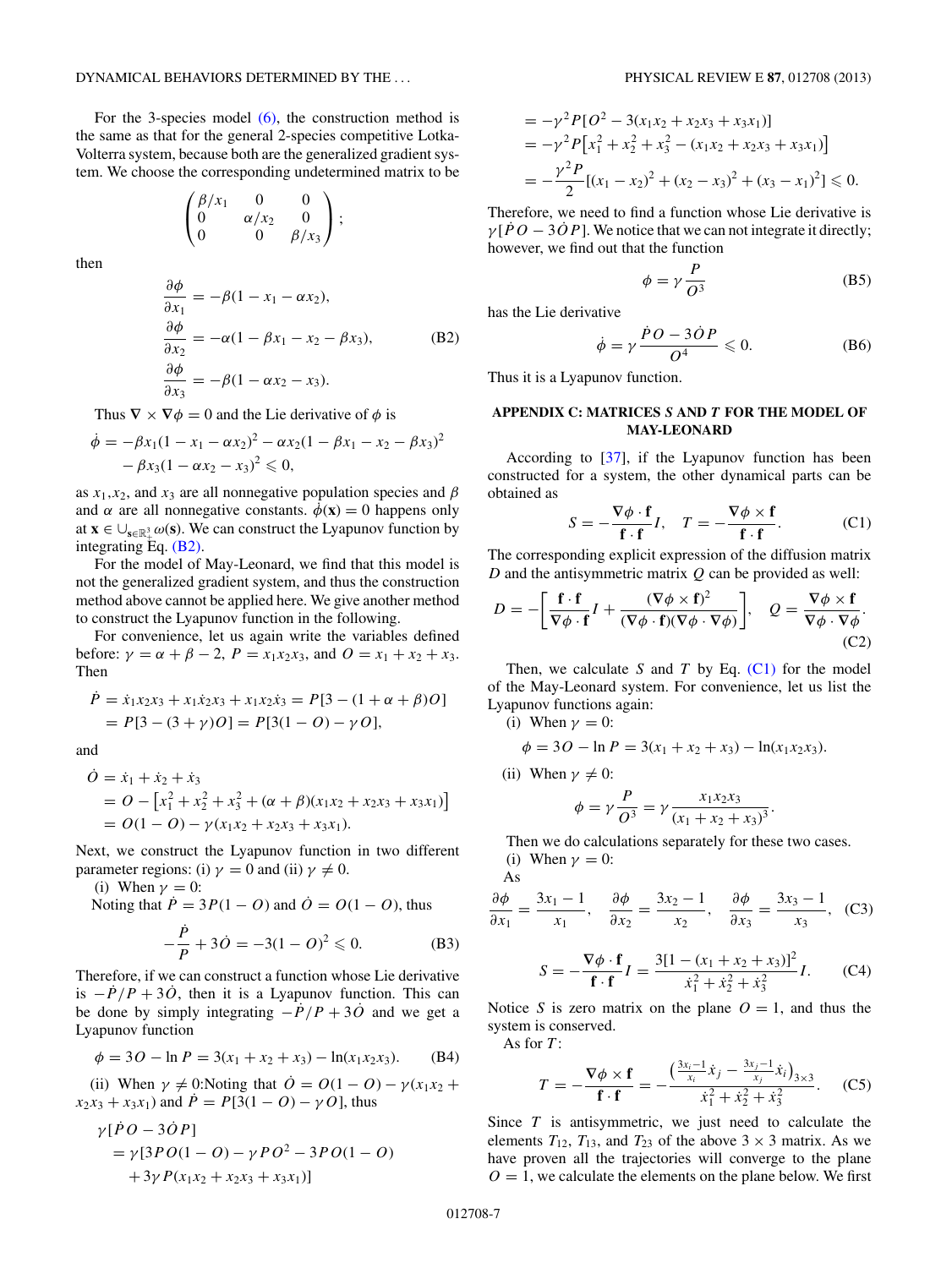For the 3-species model (6), the construction method is the same as that for the general 2-species competitive Lotka-Volterra system, because both are the generalized gradient system. We choose the corresponding undetermined matrix to be

$$\begin{pmatrix} \beta/x_1 & 0 & 0 \\ 0 & \alpha/x_2 & 0 \\ 0 & 0 & \beta/x_3 \end{pmatrix};$$

then

$$\begin{aligned} \frac{\partial \phi}{\partial x_1} &= -\beta(1 - x_1 - \alpha x_2), \\ \frac{\partial \phi}{\partial x_2} &= -\alpha(1 - \beta x_1 - x_2 - \beta x_3), \\ \frac{\partial \phi}{\partial x_3} &= -\beta(1 - \alpha x_2 - x_3). \end{aligned} \tag{B2}$$

Thus $\nabla \times \nabla\phi = 0$ and the Lie derivative of $\phi$ is

$$\begin{aligned}\dot{\phi} = &-\beta x_1(1 - x_1 - \alpha x_2)^2 - \alpha x_2(1 - \beta x_1 - x_2 - \beta x_3)^2 \\ &- \beta x_3(1 - \alpha x_2 - x_3)^2 \leqslant 0,\end{aligned}$$

as $x_1$, $x_2$, and $x_3$ are all nonnegative population species and $\beta$ and $\alpha$ are all nonnegative constants. $\dot{\phi}(\mathbf{x}) = 0$ happens only at $\mathbf{x} \in \cup_{\mathbf{s} \in \mathbb{R}_+^3} \omega(\mathbf{s})$. We can construct the Lyapunov function by integrating Eq. (B2).

For the model of May-Leonard, we find that this model is not the generalized gradient system, and thus the construction method above cannot be applied here. We give another method to construct the Lyapunov function in the following.

For convenience, let us again write the variables defined before: $\gamma = \alpha + \beta - 2$, $P = x_1x_2x_3$, and $O = x_1 + x_2 + x_3$. Then

$$\begin{aligned}\dot{P} &= \dot{x}_1x_2x_3 + x_1\dot{x}_2x_3 + x_1x_2\dot{x}_3 = P[3 - (1 + \alpha + \beta)O] \\ &= P[3 - (3 + \gamma)O] = P[3(1 - O) - \gamma O],\end{aligned}$$

and

$$\begin{aligned}\dot{O} &= \dot{x}_1 + \dot{x}_2 + \dot{x}_3 \\ &= O - \left[x_1^2 + x_2^2 + x_3^2 + (\alpha + \beta)(x_1x_2 + x_2x_3 + x_3x_1)\right] \\ &= O(1 - O) - \gamma(x_1x_2 + x_2x_3 + x_3x_1).\end{aligned}$$

Next, we construct the Lyapunov function in two different parameter regions: (i) $\gamma = 0$ and (ii) $\gamma \neq 0$.

(i) When $\gamma = 0$:

Noting that $\dot{P} = 3P(1 - O)$ and $\dot{O} = O(1 - O)$, thus

$$-\frac{\dot{P}}{P} + 3\dot{O} = -3(1 - O)^2 \leqslant 0. \tag{B3}$$

Therefore, if we can construct a function whose Lie derivative is $-\dot{P}/P + 3\dot{O}$, then it is a Lyapunov function. This can be done by simply integrating $-\dot{P}/P + 3\dot{O}$ and we get a Lyapunov function

$$\phi = 3O - \ln P = 3(x_1 + x_2 + x_3) - \ln(x_1x_2x_3). \tag{B4}$$

(ii) When $\gamma \neq 0$:Noting that $\dot{O} = O(1 - O) - \gamma(x_1x_2 + x_2x_3 + x_3x_1)$ and $\dot{P} = P[3(1 - O) - \gamma O]$, thus

$$\begin{aligned}&\gamma[\dot{P}O - 3\dot{O}P] \\ &= \gamma[3PO(1 - O) - \gamma PO^2 - 3PO(1 - O) \\ &\quad + 3\gamma P(x_1x_2 + x_2x_3 + x_3x_1)] \\ &= -\gamma^2 P[O^2 - 3(x_1x_2 + x_2x_3 + x_3x_1)] \\ &= -\gamma^2 P\left[x_1^2 + x_2^2 + x_3^2 - (x_1x_2 + x_2x_3 + x_3x_1)\right] \\ &= -\frac{\gamma^2 P}{2}[(x_1 - x_2)^2 + (x_2 - x_3)^2 + (x_3 - x_1)^2] \leqslant 0.\end{aligned}$$

Therefore, we need to find a function whose Lie derivative is $\gamma[\dot{P}O - 3\dot{O}P]$. We notice that we can not integrate it directly; however, we find out that the function

$$\phi = \gamma\frac{P}{O^3} \tag{B5}$$

has the Lie derivative

$$\dot{\phi} = \gamma\frac{\dot{P}O - 3\dot{O}P}{O^4} \leqslant 0. \tag{B6}$$

Thus it is a Lyapunov function.

## APPENDIX C: MATRICES $S$ AND $T$ FOR THE MODEL OF MAY-LEONARD

According to [37], if the Lyapunov function has been constructed for a system, the other dynamical parts can be obtained as

$$S = -\frac{\nabla\phi \cdot \mathbf{f}}{\mathbf{f} \cdot \mathbf{f}}I, \quad T = -\frac{\nabla\phi \times \mathbf{f}}{\mathbf{f} \cdot \mathbf{f}}. \tag{C1}$$

The corresponding explicit expression of the diffusion matrix $D$ and the antisymmetric matrix $Q$ can be provided as well:

$$D = -\left[\frac{\mathbf{f} \cdot \mathbf{f}}{\nabla\phi \cdot \mathbf{f}}I + \frac{(\nabla\phi \times \mathbf{f})^2}{(\nabla\phi \cdot \mathbf{f})(\nabla\phi \cdot \nabla\phi)}\right], \quad Q = \frac{\nabla\phi \times \mathbf{f}}{\nabla\phi \cdot \nabla\phi}. \tag{C2}$$

Then, we calculate $S$ and $T$ by Eq. (C1) for the model of the May-Leonard system. For convenience, let us list the Lyapunov functions again:

(i) When $\gamma = 0$:

$$\phi = 3O - \ln P = 3(x_1 + x_2 + x_3) - \ln(x_1x_2x_3).$$

(ii) When $\gamma \neq 0$:

$$\phi = \gamma\frac{P}{O^3} = \gamma\frac{x_1x_2x_3}{(x_1 + x_2 + x_3)^3}.$$

Then we do calculations separately for these two cases.

(i) When $\gamma = 0$:

As

$$\frac{\partial\phi}{\partial x_1} = \frac{3x_1 - 1}{x_1}, \quad \frac{\partial\phi}{\partial x_2} = \frac{3x_2 - 1}{x_2}, \quad \frac{\partial\phi}{\partial x_3} = \frac{3x_3 - 1}{x_3}, \tag{C3}$$

$$S = -\frac{\nabla\phi \cdot \mathbf{f}}{\mathbf{f} \cdot \mathbf{f}}I = \frac{3[1 - (x_1 + x_2 + x_3)]^2}{\dot{x}_1^2 + \dot{x}_2^2 + \dot{x}_3^2}I. \tag{C4}$$

Notice $S$ is zero matrix on the plane $O = 1$, and thus the system is conserved.

As for $T$:

$$T = -\frac{\nabla\phi \times \mathbf{f}}{\mathbf{f} \cdot \mathbf{f}} = -\frac{\left(\frac{3x_i - 1}{x_i}\dot{x}_j - \frac{3x_j - 1}{x_j}\dot{x}_i\right)_{3\times 3}}{\dot{x}_1^2 + \dot{x}_2^2 + \dot{x}_3^2}. \tag{C5}$$

Since $T$ is antisymmetric, we just need to calculate the elements $T_{12}$, $T_{13}$, and $T_{23}$ of the above $3 \times 3$ matrix. As we have proven all the trajectories will converge to the plane $O = 1$, we calculate the elements on the plane below. We first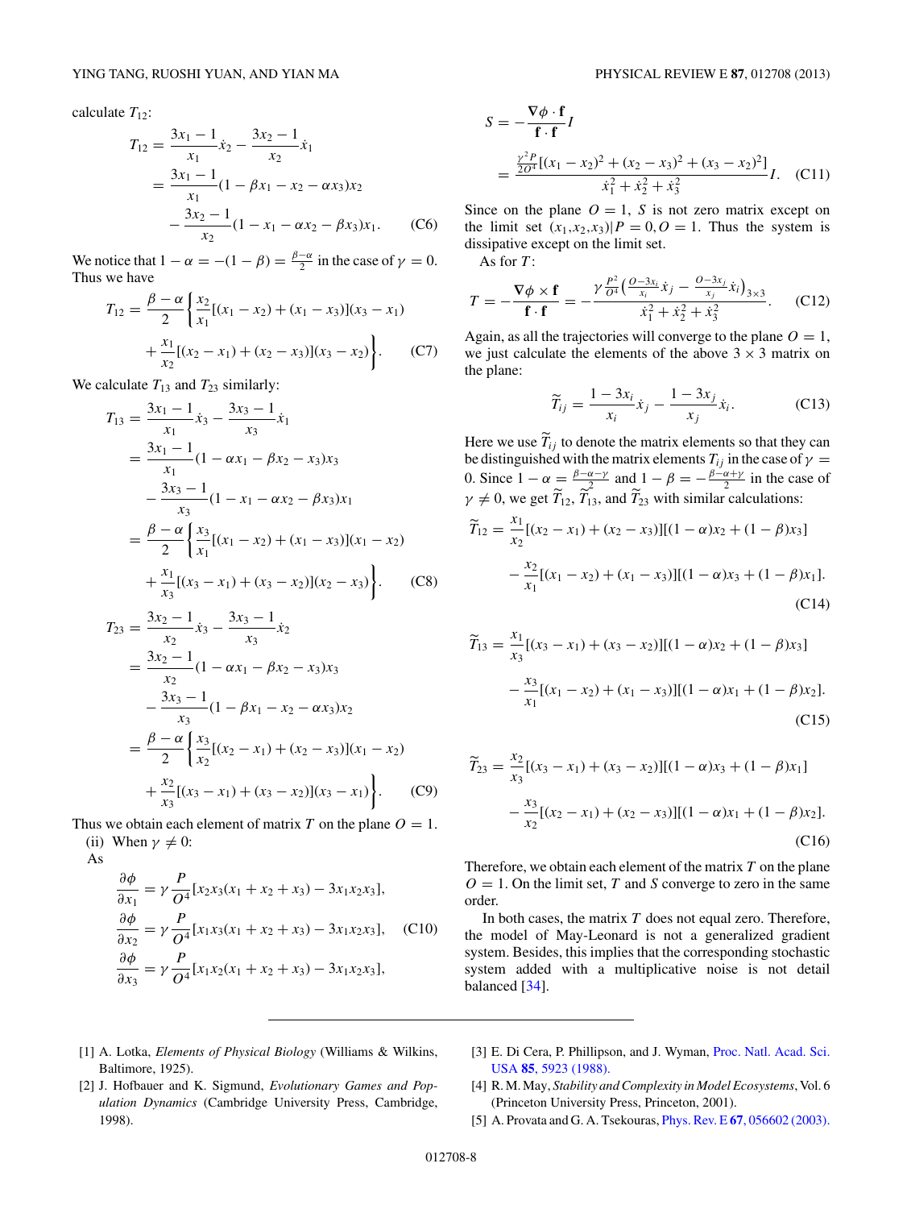calculate $T_{12}$:

$$
\begin{aligned}
T_{12} &= \frac{3x_1 - 1}{x_1}\dot{x}_2 - \frac{3x_2 - 1}{x_2}\dot{x}_1 \\
&= \frac{3x_1 - 1}{x_1}(1 - \beta x_1 - x_2 - \alpha x_3)x_2 \\
&\quad - \frac{3x_2 - 1}{x_2}(1 - x_1 - \alpha x_2 - \beta x_3)x_1. \quad \text{(C6)}
\end{aligned}
$$

We notice that $1 - \alpha = -(1 - \beta) = \frac{\beta - \alpha}{2}$ in the case of $\gamma = 0$. Thus we have

$$
\begin{aligned}
T_{12} = \frac{\beta - \alpha}{2}\bigg\{&\frac{x_2}{x_1}[(x_1 - x_2) + (x_1 - x_3)](x_3 - x_1) \\
&+ \frac{x_1}{x_2}[(x_2 - x_1) + (x_2 - x_3)](x_3 - x_2)\bigg\}. \quad \text{(C7)}
\end{aligned}
$$

We calculate $T_{13}$ and $T_{23}$ similarly:

$$
\begin{aligned}
T_{13} &= \frac{3x_1 - 1}{x_1}\dot{x}_3 - \frac{3x_3 - 1}{x_3}\dot{x}_1 \\
&= \frac{3x_1 - 1}{x_1}(1 - \alpha x_1 - \beta x_2 - x_3)x_3 \\
&\quad - \frac{3x_3 - 1}{x_3}(1 - x_1 - \alpha x_2 - \beta x_3)x_1 \\
&= \frac{\beta - \alpha}{2}\bigg\{\frac{x_3}{x_1}[(x_1 - x_2) + (x_1 - x_3)](x_1 - x_2) \\
&\quad + \frac{x_1}{x_3}[(x_3 - x_1) + (x_3 - x_2)](x_2 - x_3)\bigg\}. \quad \text{(C8)}
\end{aligned}
$$

$$
\begin{aligned}
T_{23} &= \frac{3x_2 - 1}{x_2}\dot{x}_3 - \frac{3x_3 - 1}{x_3}\dot{x}_2 \\
&= \frac{3x_2 - 1}{x_2}(1 - \alpha x_1 - \beta x_2 - x_3)x_3 \\
&\quad - \frac{3x_3 - 1}{x_3}(1 - \beta x_1 - x_2 - \alpha x_3)x_2 \\
&= \frac{\beta - \alpha}{2}\bigg\{\frac{x_3}{x_2}[(x_2 - x_1) + (x_2 - x_3)](x_1 - x_2) \\
&\quad + \frac{x_2}{x_3}[(x_3 - x_1) + (x_3 - x_2)](x_3 - x_1)\bigg\}. \quad \text{(C9)}
\end{aligned}
$$

Thus we obtain each element of matrix $T$ on the plane $O = 1$.

(ii) When $\gamma \neq 0$:

As

$$
\begin{aligned}
\frac{\partial \phi}{\partial x_1} &= \gamma \frac{P}{O^4}[x_2 x_3(x_1 + x_2 + x_3) - 3x_1 x_2 x_3], \\
\frac{\partial \phi}{\partial x_2} &= \gamma \frac{P}{O^4}[x_1 x_3(x_1 + x_2 + x_3) - 3x_1 x_2 x_3], \quad \text{(C10)} \\
\frac{\partial \phi}{\partial x_3} &= \gamma \frac{P}{O^4}[x_1 x_2(x_1 + x_2 + x_3) - 3x_1 x_2 x_3],
\end{aligned}
$$

$$
\begin{aligned}
S &= -\frac{\nabla \phi \cdot \mathbf{f}}{\mathbf{f} \cdot \mathbf{f}} I \\
&= \frac{\frac{\gamma^2 P}{2O^4}[(x_1 - x_2)^2 + (x_2 - x_3)^2 + (x_3 - x_2)^2]}{\dot{x}_1^2 + \dot{x}_2^2 + \dot{x}_3^2} I. \quad \text{(C11)}
\end{aligned}
$$

Since on the plane $O = 1$, $S$ is not zero matrix except on the limit set $(x_1, x_2, x_3)|P = 0, O = 1$. Thus the system is dissipative except on the limit set.

As for $T$:

$$
T = -\frac{\nabla \phi \times \mathbf{f}}{\mathbf{f} \cdot \mathbf{f}} = -\frac{\gamma \frac{P^2}{O^4}\left(\frac{O - 3x_i}{x_i}\dot{x}_j - \frac{O - 3x_j}{x_j}\dot{x}_i\right)_{3\times 3}}{\dot{x}_1^2 + \dot{x}_2^2 + \dot{x}_3^2}. \quad \text{(C12)}
$$

Again, as all the trajectories will converge to the plane $O = 1$, we just calculate the elements of the above $3 \times 3$ matrix on the plane:

$$
\widetilde{T}_{ij} = \frac{1 - 3x_i}{x_i}\dot{x}_j - \frac{1 - 3x_j}{x_j}\dot{x}_i. \quad \text{(C13)}
$$

Here we use $\widetilde{T}_{ij}$ to denote the matrix elements so that they can be distinguished with the matrix elements $T_{ij}$ in the case of $\gamma = 0$. Since $1 - \alpha = \frac{\beta - \alpha - \gamma}{2}$ and $1 - \beta = -\frac{\beta - \alpha + \gamma}{2}$ in the case of $\gamma \neq 0$, we get $\widetilde{T}_{12}$, $\widetilde{T}_{13}$, and $\widetilde{T}_{23}$ with similar calculations:

$$
\begin{aligned}
\widetilde{T}_{12} = &\frac{x_1}{x_2}[(x_2 - x_1) + (x_2 - x_3)][(1 - \alpha)x_2 + (1 - \beta)x_3] \\
&- \frac{x_2}{x_1}[(x_1 - x_2) + (x_1 - x_3)][(1 - \alpha)x_3 + (1 - \beta)x_1]. \\
&\text{(C14)}
\end{aligned}
$$

$$
\begin{aligned}
\widetilde{T}_{13} = &\frac{x_1}{x_3}[(x_3 - x_1) + (x_3 - x_2)][(1 - \alpha)x_2 + (1 - \beta)x_3] \\
&- \frac{x_3}{x_1}[(x_1 - x_2) + (x_1 - x_3)][(1 - \alpha)x_1 + (1 - \beta)x_2]. \\
&\text{(C15)}
\end{aligned}
$$

$$
\begin{aligned}
\widetilde{T}_{23} = &\frac{x_2}{x_3}[(x_3 - x_1) + (x_3 - x_2)][(1 - \alpha)x_3 + (1 - \beta)x_1] \\
&- \frac{x_3}{x_2}[(x_2 - x_1) + (x_2 - x_3)][(1 - \alpha)x_1 + (1 - \beta)x_2]. \\
&\text{(C16)}
\end{aligned}
$$

Therefore, we obtain each element of the matrix $T$ on the plane $O = 1$. On the limit set, $T$ and $S$ converge to zero in the same order.

In both cases, the matrix $T$ does not equal zero. Therefore, the model of May-Leonard is not a generalized gradient system. Besides, this implies that the corresponding stochastic system added with a multiplicative noise is not detail balanced [34].

---

[1] A. Lotka, *Elements of Physical Biology* (Williams & Wilkins, Baltimore, 1925).

[2] J. Hofbauer and K. Sigmund, *Evolutionary Games and Population Dynamics* (Cambridge University Press, Cambridge, 1998).

[3] E. Di Cera, P. Phillipson, and J. Wyman, Proc. Natl. Acad. Sci. USA **85**, 5923 (1988).

[4] R. M. May, *Stability and Complexity in Model Ecosystems*, Vol. 6 (Princeton University Press, Princeton, 2001).

[5] A. Provata and G. A. Tsekouras, Phys. Rev. E **67**, 056602 (2003).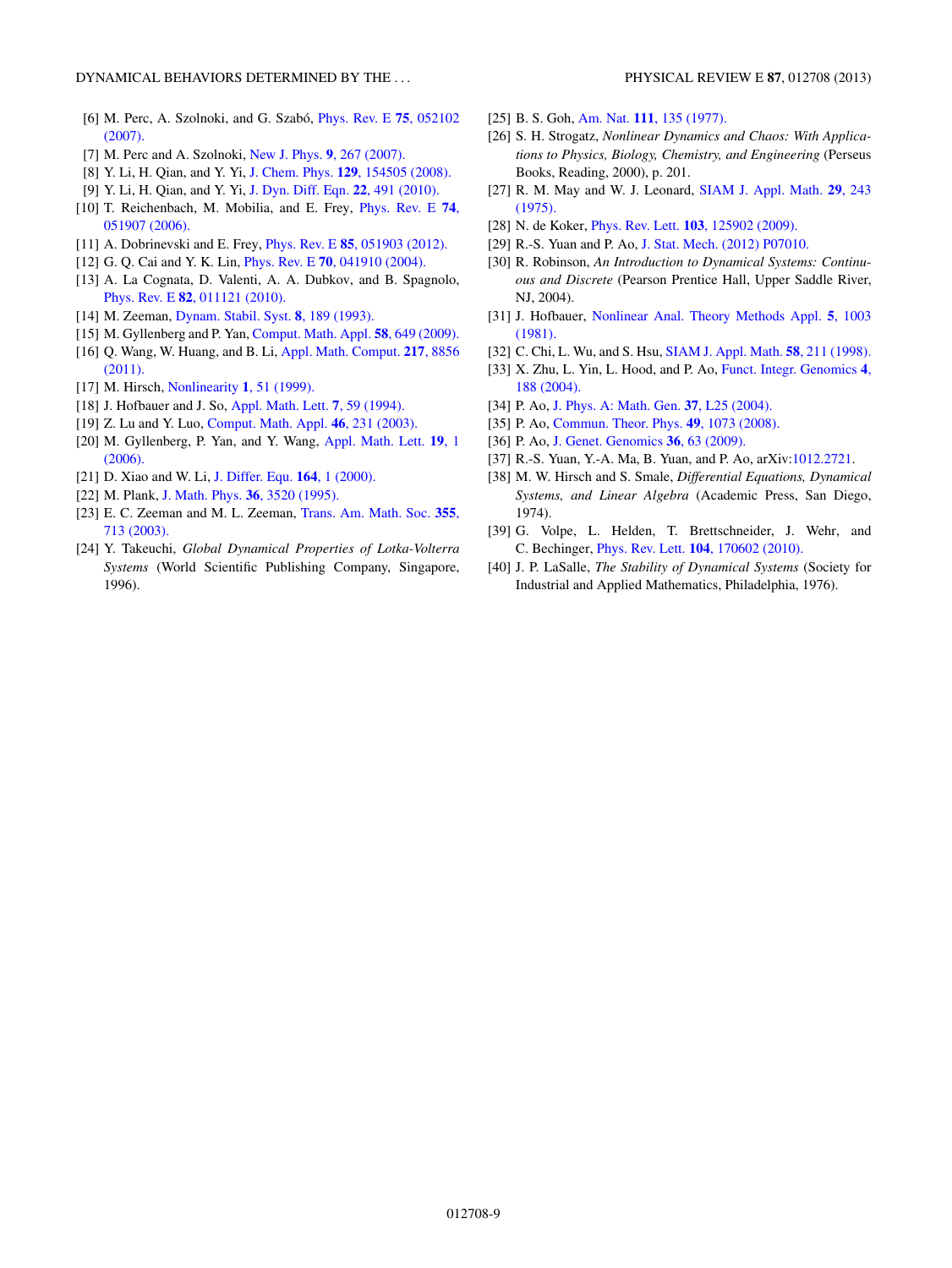[6] M. Perc, A. Szolnoki, and G. Szabó, Phys. Rev. E **75**, 052102 (2007).

[7] M. Perc and A. Szolnoki, New J. Phys. **9**, 267 (2007).

[8] Y. Li, H. Qian, and Y. Yi, J. Chem. Phys. **129**, 154505 (2008).

[9] Y. Li, H. Qian, and Y. Yi, J. Dyn. Diff. Eqn. **22**, 491 (2010).

[10] T. Reichenbach, M. Mobilia, and E. Frey, Phys. Rev. E **74**, 051907 (2006).

[11] A. Dobrinevski and E. Frey, Phys. Rev. E **85**, 051903 (2012).

[12] G. Q. Cai and Y. K. Lin, Phys. Rev. E **70**, 041910 (2004).

[13] A. La Cognata, D. Valenti, A. A. Dubkov, and B. Spagnolo, Phys. Rev. E **82**, 011121 (2010).

[14] M. Zeeman, Dynam. Stabil. Syst. **8**, 189 (1993).

[15] M. Gyllenberg and P. Yan, Comput. Math. Appl. **58**, 649 (2009).

[16] Q. Wang, W. Huang, and B. Li, Appl. Math. Comput. **217**, 8856 (2011).

[17] M. Hirsch, Nonlinearity **1**, 51 (1999).

[18] J. Hofbauer and J. So, Appl. Math. Lett. **7**, 59 (1994).

[19] Z. Lu and Y. Luo, Comput. Math. Appl. **46**, 231 (2003).

[20] M. Gyllenberg, P. Yan, and Y. Wang, Appl. Math. Lett. **19**, 1 (2006).

[21] D. Xiao and W. Li, J. Differ. Equ. **164**, 1 (2000).

[22] M. Plank, J. Math. Phys. **36**, 3520 (1995).

[23] E. C. Zeeman and M. L. Zeeman, Trans. Am. Math. Soc. **355**, 713 (2003).

[24] Y. Takeuchi, *Global Dynamical Properties of Lotka-Volterra Systems* (World Scientific Publishing Company, Singapore, 1996).

[25] B. S. Goh, Am. Nat. **111**, 135 (1977).

[26] S. H. Strogatz, *Nonlinear Dynamics and Chaos: With Applications to Physics, Biology, Chemistry, and Engineering* (Perseus Books, Reading, 2000), p. 201.

[27] R. M. May and W. J. Leonard, SIAM J. Appl. Math. **29**, 243 (1975).

[28] N. de Koker, Phys. Rev. Lett. **103**, 125902 (2009).

[29] R.-S. Yuan and P. Ao, J. Stat. Mech. (2012) P07010.

[30] R. Robinson, *An Introduction to Dynamical Systems: Continuous and Discrete* (Pearson Prentice Hall, Upper Saddle River, NJ, 2004).

[31] J. Hofbauer, Nonlinear Anal. Theory Methods Appl. **5**, 1003 (1981).

[32] C. Chi, L. Wu, and S. Hsu, SIAM J. Appl. Math. **58**, 211 (1998).

[33] X. Zhu, L. Yin, L. Hood, and P. Ao, Funct. Integr. Genomics **4**, 188 (2004).

[34] P. Ao, J. Phys. A: Math. Gen. **37**, L25 (2004).

[35] P. Ao, Commun. Theor. Phys. **49**, 1073 (2008).

[36] P. Ao, J. Genet. Genomics **36**, 63 (2009).

[37] R.-S. Yuan, Y.-A. Ma, B. Yuan, and P. Ao, arXiv:1012.2721.

[38] M. W. Hirsch and S. Smale, *Differential Equations, Dynamical Systems, and Linear Algebra* (Academic Press, San Diego, 1974).

[39] G. Volpe, L. Helden, T. Brettschneider, J. Wehr, and C. Bechinger, Phys. Rev. Lett. **104**, 170602 (2010).

[40] J. P. LaSalle, *The Stability of Dynamical Systems* (Society for Industrial and Applied Mathematics, Philadelphia, 1976).